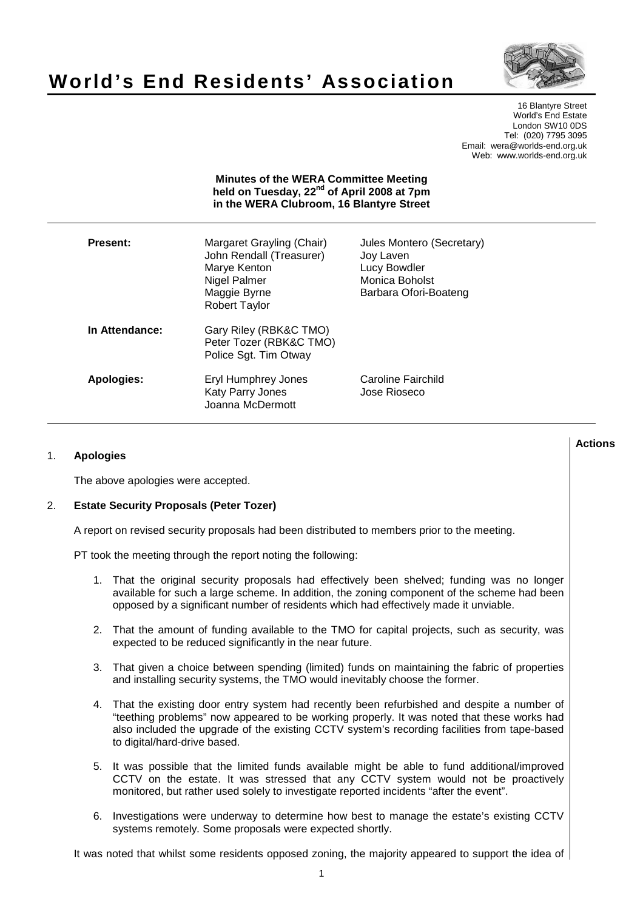# World's End Residents' Association

16 Blantyre Street
World's End Estate
London SW10 0DS
Tel: (020) 7795 3095
Email: wera@worlds-end.org.uk
Web: www.worlds-end.org.uk

**Minutes of the WERA Committee Meeting held on Tuesday, 22nd of April 2008 at 7pm in the WERA Clubroom, 16 Blantyre Street**

| | | |
|---|---|---|
| **Present:** | Margaret Grayling (Chair)<br>John Rendall (Treasurer)<br>Marye Kenton<br>Nigel Palmer<br>Maggie Byrne<br>Robert Taylor | Jules Montero (Secretary)<br>Joy Laven<br>Lucy Bowdler<br>Monica Boholst<br>Barbara Ofori-Boateng |
| **In Attendance:** | Gary Riley (RBK&C TMO)<br>Peter Tozer (RBK&C TMO)<br>Police Sgt. Tim Otway | |
| **Apologies:** | Eryl Humphrey Jones<br>Katy Parry Jones<br>Joanna McDermott | Caroline Fairchild<br>Jose Rioseco |

**Actions**

1. **Apologies**

   The above apologies were accepted.

2. **Estate Security Proposals (Peter Tozer)**

   A report on revised security proposals had been distributed to members prior to the meeting.

   PT took the meeting through the report noting the following:

   1. That the original security proposals had effectively been shelved; funding was no longer available for such a large scheme. In addition, the zoning component of the scheme had been opposed by a significant number of residents which had effectively made it unviable.

   2. That the amount of funding available to the TMO for capital projects, such as security, was expected to be reduced significantly in the near future.

   3. That given a choice between spending (limited) funds on maintaining the fabric of properties and installing security systems, the TMO would inevitably choose the former.

   4. That the existing door entry system had recently been refurbished and despite a number of "teething problems" now appeared to be working properly. It was noted that these works had also included the upgrade of the existing CCTV system's recording facilities from tape-based to digital/hard-drive based.

   5. It was possible that the limited funds available might be able to fund additional/improved CCTV on the estate. It was stressed that any CCTV system would not be proactively monitored, but rather used solely to investigate reported incidents "after the event".

   6. Investigations were underway to determine how best to manage the estate's existing CCTV systems remotely. Some proposals were expected shortly.

   It was noted that whilst some residents opposed zoning, the majority appeared to support the idea of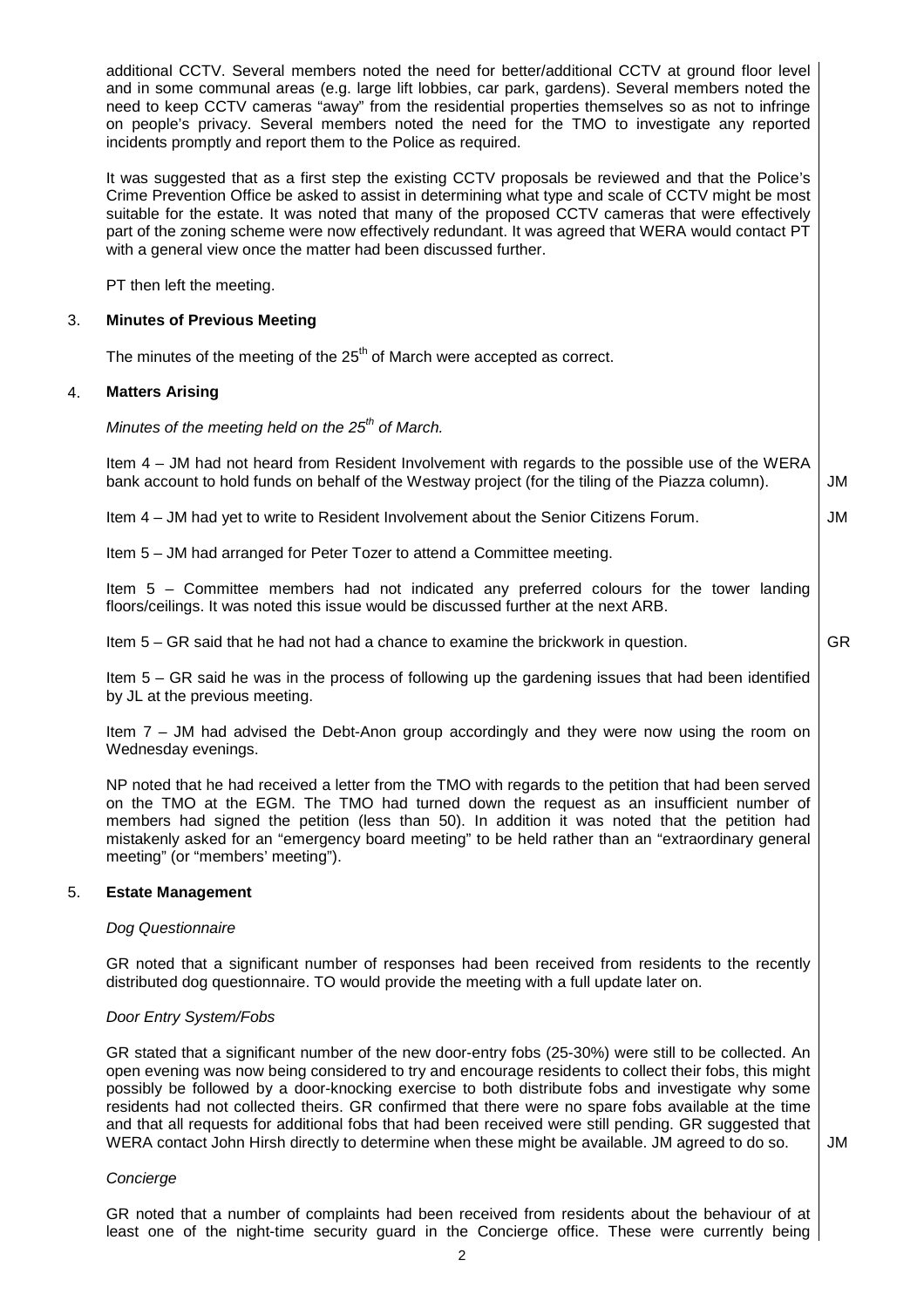additional CCTV. Several members noted the need for better/additional CCTV at ground floor level and in some communal areas (e.g. large lift lobbies, car park, gardens). Several members noted the need to keep CCTV cameras "away" from the residential properties themselves so as not to infringe on people's privacy. Several members noted the need for the TMO to investigate any reported incidents promptly and report them to the Police as required.

It was suggested that as a first step the existing CCTV proposals be reviewed and that the Police's Crime Prevention Office be asked to assist in determining what type and scale of CCTV might be most suitable for the estate. It was noted that many of the proposed CCTV cameras that were effectively part of the zoning scheme were now effectively redundant. It was agreed that WERA would contact PT with a general view once the matter had been discussed further.

PT then left the meeting.

## 3. Minutes of Previous Meeting

The minutes of the meeting of the 25th of March were accepted as correct.

## 4. Matters Arising

*Minutes of the meeting held on the 25th of March.*

Item 4 – JM had not heard from Resident Involvement with regards to the possible use of the WERA bank account to hold funds on behalf of the Westway project (for the tiling of the Piazza column). **JM**

Item 4 – JM had yet to write to Resident Involvement about the Senior Citizens Forum. **JM**

Item 5 – JM had arranged for Peter Tozer to attend a Committee meeting.

Item 5 – Committee members had not indicated any preferred colours for the tower landing floors/ceilings. It was noted this issue would be discussed further at the next ARB.

Item 5 – GR said that he had not had a chance to examine the brickwork in question. **GR**

Item 5 – GR said he was in the process of following up the gardening issues that had been identified by JL at the previous meeting.

Item 7 – JM had advised the Debt-Anon group accordingly and they were now using the room on Wednesday evenings.

NP noted that he had received a letter from the TMO with regards to the petition that had been served on the TMO at the EGM. The TMO had turned down the request as an insufficient number of members had signed the petition (less than 50). In addition it was noted that the petition had mistakenly asked for an "emergency board meeting" to be held rather than an "extraordinary general meeting" (or "members' meeting").

## 5. Estate Management

*Dog Questionnaire*

GR noted that a significant number of responses had been received from residents to the recently distributed dog questionnaire. TO would provide the meeting with a full update later on.

*Door Entry System/Fobs*

GR stated that a significant number of the new door-entry fobs (25-30%) were still to be collected. An open evening was now being considered to try and encourage residents to collect their fobs, this might possibly be followed by a door-knocking exercise to both distribute fobs and investigate why some residents had not collected theirs. GR confirmed that there were no spare fobs available at the time and that all requests for additional fobs that had been received were still pending. GR suggested that WERA contact John Hirsh directly to determine when these might be available. JM agreed to do so. **JM**

*Concierge*

GR noted that a number of complaints had been received from residents about the behaviour of at least one of the night-time security guard in the Concierge office. These were currently being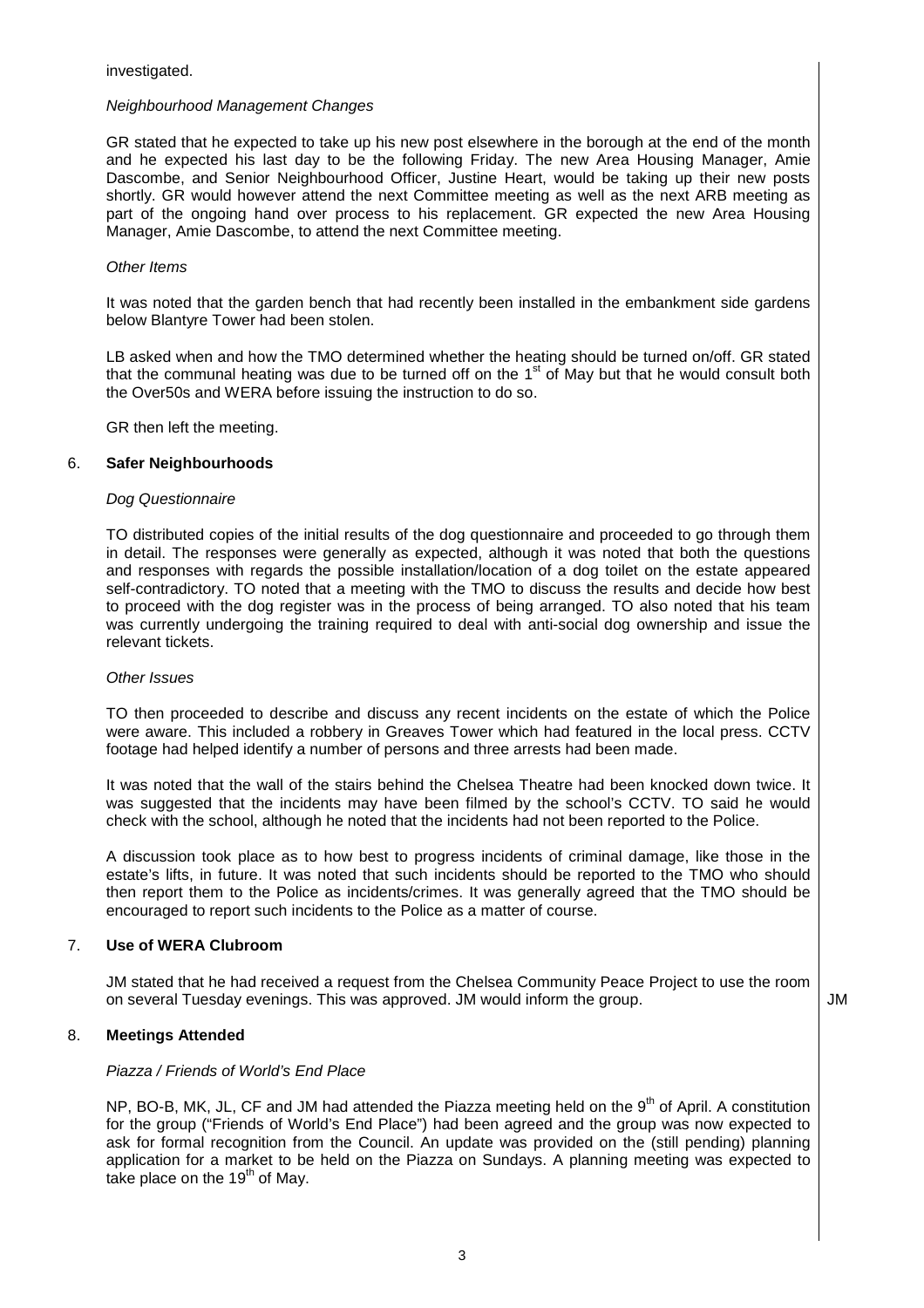investigated.

*Neighbourhood Management Changes*

GR stated that he expected to take up his new post elsewhere in the borough at the end of the month and he expected his last day to be the following Friday. The new Area Housing Manager, Amie Dascombe, and Senior Neighbourhood Officer, Justine Heart, would be taking up their new posts shortly. GR would however attend the next Committee meeting as well as the next ARB meeting as part of the ongoing hand over process to his replacement. GR expected the new Area Housing Manager, Amie Dascombe, to attend the next Committee meeting.

*Other Items*

It was noted that the garden bench that had recently been installed in the embankment side gardens below Blantyre Tower had been stolen.

LB asked when and how the TMO determined whether the heating should be turned on/off. GR stated that the communal heating was due to be turned off on the 1st of May but that he would consult both the Over50s and WERA before issuing the instruction to do so.

GR then left the meeting.

## 6. Safer Neighbourhoods

*Dog Questionnaire*

TO distributed copies of the initial results of the dog questionnaire and proceeded to go through them in detail. The responses were generally as expected, although it was noted that both the questions and responses with regards the possible installation/location of a dog toilet on the estate appeared self-contradictory. TO noted that a meeting with the TMO to discuss the results and decide how best to proceed with the dog register was in the process of being arranged. TO also noted that his team was currently undergoing the training required to deal with anti-social dog ownership and issue the relevant tickets.

*Other Issues*

TO then proceeded to describe and discuss any recent incidents on the estate of which the Police were aware. This included a robbery in Greaves Tower which had featured in the local press. CCTV footage had helped identify a number of persons and three arrests had been made.

It was noted that the wall of the stairs behind the Chelsea Theatre had been knocked down twice. It was suggested that the incidents may have been filmed by the school's CCTV. TO said he would check with the school, although he noted that the incidents had not been reported to the Police.

A discussion took place as to how best to progress incidents of criminal damage, like those in the estate's lifts, in future. It was noted that such incidents should be reported to the TMO who should then report them to the Police as incidents/crimes. It was generally agreed that the TMO should be encouraged to report such incidents to the Police as a matter of course.

## 7. Use of WERA Clubroom

JM stated that he had received a request from the Chelsea Community Peace Project to use the room on several Tuesday evenings. This was approved. JM would inform the group. **JM**

## 8. Meetings Attended

*Piazza / Friends of World's End Place*

NP, BO-B, MK, JL, CF and JM had attended the Piazza meeting held on the 9th of April. A constitution for the group ("Friends of World's End Place") had been agreed and the group was now expected to ask for formal recognition from the Council. An update was provided on the (still pending) planning application for a market to be held on the Piazza on Sundays. A planning meeting was expected to take place on the 19th of May.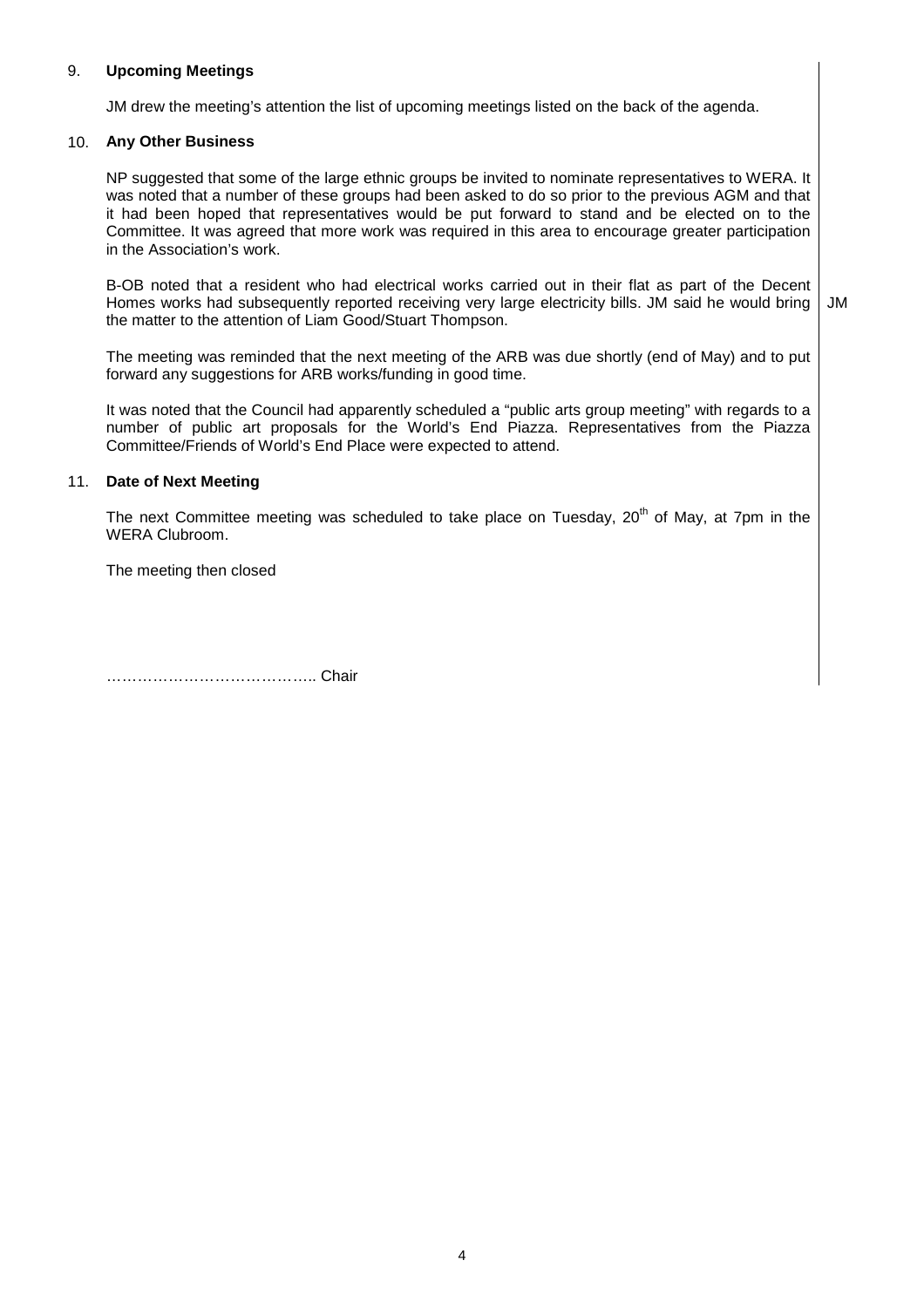9. **Upcoming Meetings**

JM drew the meeting's attention the list of upcoming meetings listed on the back of the agenda.

10. **Any Other Business**

NP suggested that some of the large ethnic groups be invited to nominate representatives to WERA. It was noted that a number of these groups had been asked to do so prior to the previous AGM and that it had been hoped that representatives would be put forward to stand and be elected on to the Committee. It was agreed that more work was required in this area to encourage greater participation in the Association's work.

B-OB noted that a resident who had electrical works carried out in their flat as part of the Decent Homes works had subsequently reported receiving very large electricity bills. JM said he would bring the matter to the attention of Liam Good/Stuart Thompson. **JM**

The meeting was reminded that the next meeting of the ARB was due shortly (end of May) and to put forward any suggestions for ARB works/funding in good time.

It was noted that the Council had apparently scheduled a "public arts group meeting" with regards to a number of public art proposals for the World's End Piazza. Representatives from the Piazza Committee/Friends of World's End Place were expected to attend.

11. **Date of Next Meeting**

The next Committee meeting was scheduled to take place on Tuesday, 20th of May, at 7pm in the WERA Clubroom.

The meeting then closed

………………………………….. Chair